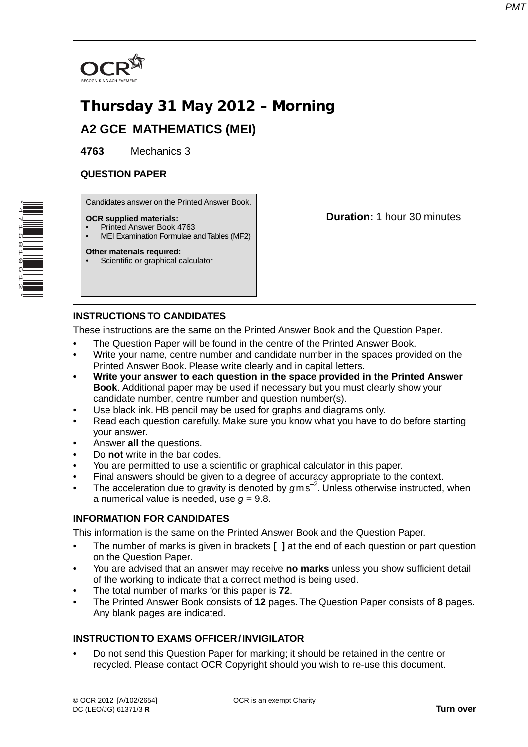OCR

RECOGNISING ACHIEVEMENT

# Thursday 31 May 2012 – Morning

## A2 GCE MATHEMATICS (MEI)

**4763** Mechanics 3

**QUESTION PAPER**

Candidates answer on the Printed Answer Book.

**OCR supplied materials:**
- Printed Answer Book 4763
- MEI Examination Formulae and Tables (MF2)

**Other materials required:**
- Scientific or graphical calculator

**Duration:** 1 hour 30 minutes

## INSTRUCTIONS TO CANDIDATES

These instructions are the same on the Printed Answer Book and the Question Paper.

- The Question Paper will be found in the centre of the Printed Answer Book.
- Write your name, centre number and candidate number in the spaces provided on the Printed Answer Book. Please write clearly and in capital letters.
- **Write your answer to each question in the space provided in the Printed Answer Book**. Additional paper may be used if necessary but you must clearly show your candidate number, centre number and question number(s).
- Use black ink. HB pencil may be used for graphs and diagrams only.
- Read each question carefully. Make sure you know what you have to do before starting your answer.
- Answer **all** the questions.
- Do **not** write in the bar codes.
- You are permitted to use a scientific or graphical calculator in this paper.
- Final answers should be given to a degree of accuracy appropriate to the context.
- The acceleration due to gravity is denoted by $g\,\text{m}\,\text{s}^{-2}$. Unless otherwise instructed, when a numerical value is needed, use $g = 9.8$.

## INFORMATION FOR CANDIDATES

This information is the same on the Printed Answer Book and the Question Paper.

- The number of marks is given in brackets **[ ]** at the end of each question or part question on the Question Paper.
- You are advised that an answer may receive **no marks** unless you show sufficient detail of the working to indicate that a correct method is being used.
- The total number of marks for this paper is **72**.
- The Printed Answer Book consists of **12** pages. The Question Paper consists of **8** pages. Any blank pages are indicated.

## INSTRUCTION TO EXAMS OFFICER / INVIGILATOR

- Do not send this Question Paper for marking; it should be retained in the centre or recycled. Please contact OCR Copyright should you wish to re-use this document.

© OCR 2012 [A/102/2654]
DC (LEO/JG) 61371/3 **R**

OCR is an exempt Charity

**Turn over**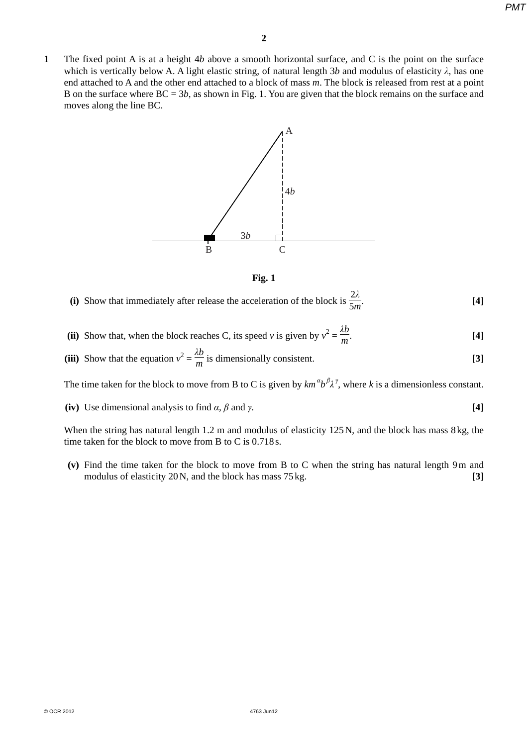**1** The fixed point A is at a height $4b$ above a smooth horizontal surface, and C is the point on the surface which is vertically below A. A light elastic string, of natural length $3b$ and modulus of elasticity $\lambda$, has one end attached to A and the other end attached to a block of mass $m$. The block is released from rest at a point B on the surface where BC = $3b$, as shown in Fig. 1. You are given that the block remains on the surface and moves along the line BC.

**Fig. 1**

**(i)** Show that immediately after release the acceleration of the block is $\frac{2\lambda}{5m}$. **[4]**

**(ii)** Show that, when the block reaches C, its speed $v$ is given by $v^2 = \frac{\lambda b}{m}$. **[4]**

**(iii)** Show that the equation $v^2 = \frac{\lambda b}{m}$ is dimensionally consistent. **[3]**

The time taken for the block to move from B to C is given by $k m^{\alpha} b^{\beta} \lambda^{\gamma}$, where $k$ is a dimensionless constant.

**(iv)** Use dimensional analysis to find $\alpha$, $\beta$ and $\gamma$. **[4]**

When the string has natural length 1.2 m and modulus of elasticity 125 N, and the block has mass 8 kg, the time taken for the block to move from B to C is 0.718 s.

**(v)** Find the time taken for the block to move from B to C when the string has natural length 9 m and modulus of elasticity 20 N, and the block has mass 75 kg. **[3]**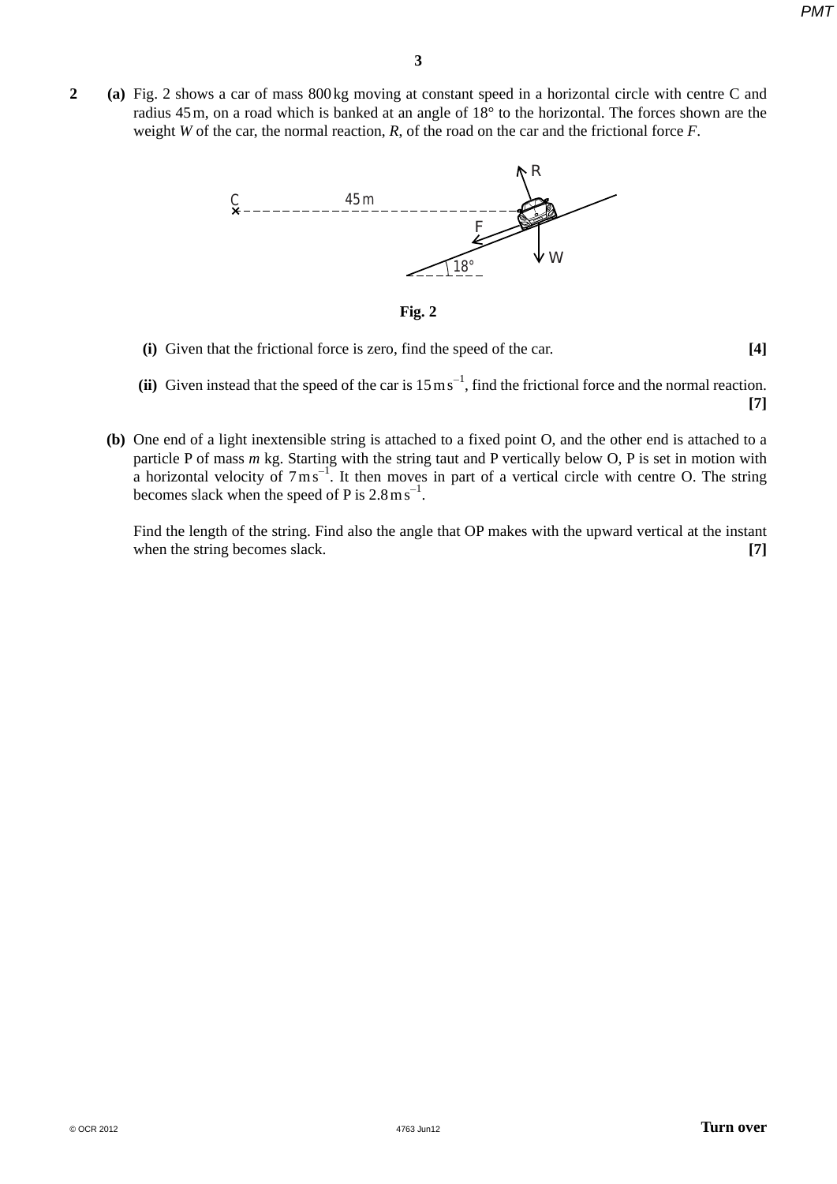**2** **(a)** Fig. 2 shows a car of mass 800 kg moving at constant speed in a horizontal circle with centre C and radius 45 m, on a road which is banked at an angle of 18° to the horizontal. The forces shown are the weight $W$ of the car, the normal reaction, $R$, of the road on the car and the frictional force $F$.

**Fig. 2**

**(i)** Given that the frictional force is zero, find the speed of the car. **[4]**

**(ii)** Given instead that the speed of the car is $15\,\text{m}\,\text{s}^{-1}$, find the frictional force and the normal reaction. **[7]**

**(b)** One end of a light inextensible string is attached to a fixed point O, and the other end is attached to a particle P of mass $m$ kg. Starting with the string taut and P vertically below O, P is set in motion with a horizontal velocity of $7\,\text{m}\,\text{s}^{-1}$. It then moves in part of a vertical circle with centre O. The string becomes slack when the speed of P is $2.8\,\text{m}\,\text{s}^{-1}$.

Find the length of the string. Find also the angle that OP makes with the upward vertical at the instant when the string becomes slack. **[7]**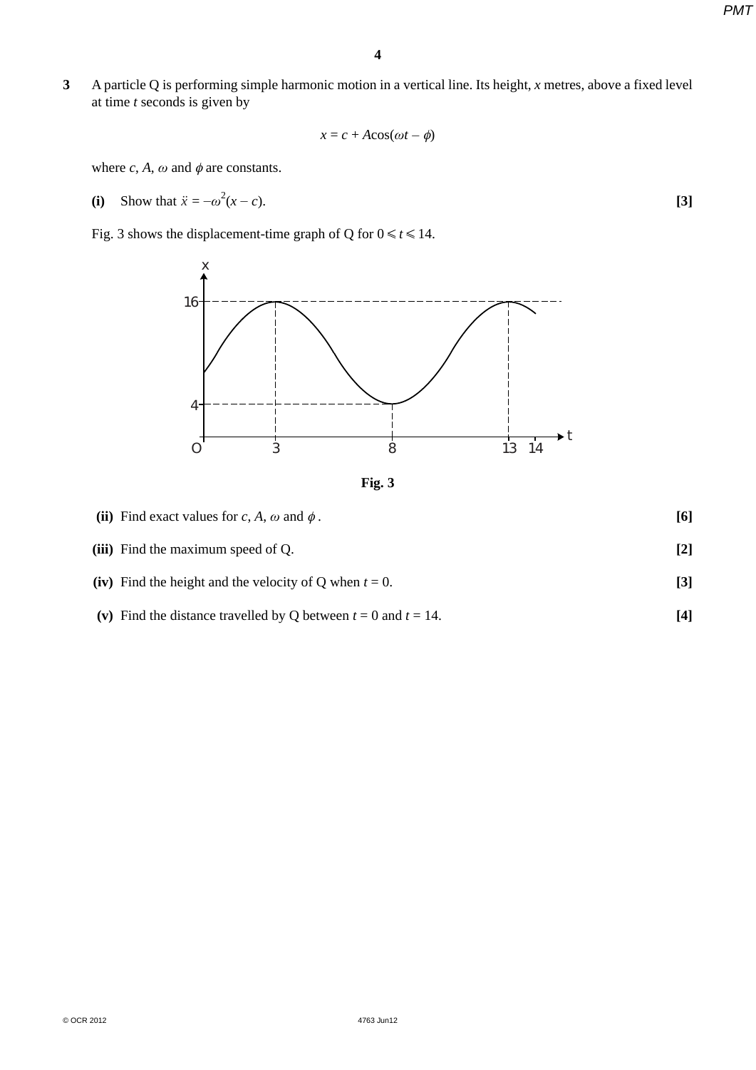**3** A particle Q is performing simple harmonic motion in a vertical line. Its height, $x$ metres, above a fixed level at time $t$ seconds is given by

$$x = c + A\cos(\omega t - \phi)$$

where $c$, $A$, $\omega$ and $\phi$ are constants.

**(i)** Show that $\ddot{x} = -\omega^2(x - c)$. **[3]**

Fig. 3 shows the displacement-time graph of Q for $0 \leqslant t \leqslant 14$.

Fig. 3

**(ii)** Find exact values for $c$, $A$, $\omega$ and $\phi$. **[6]**

**(iii)** Find the maximum speed of Q. **[2]**

**(iv)** Find the height and the velocity of Q when $t = 0$. **[3]**

**(v)** Find the distance travelled by Q between $t = 0$ and $t = 14$. **[4]**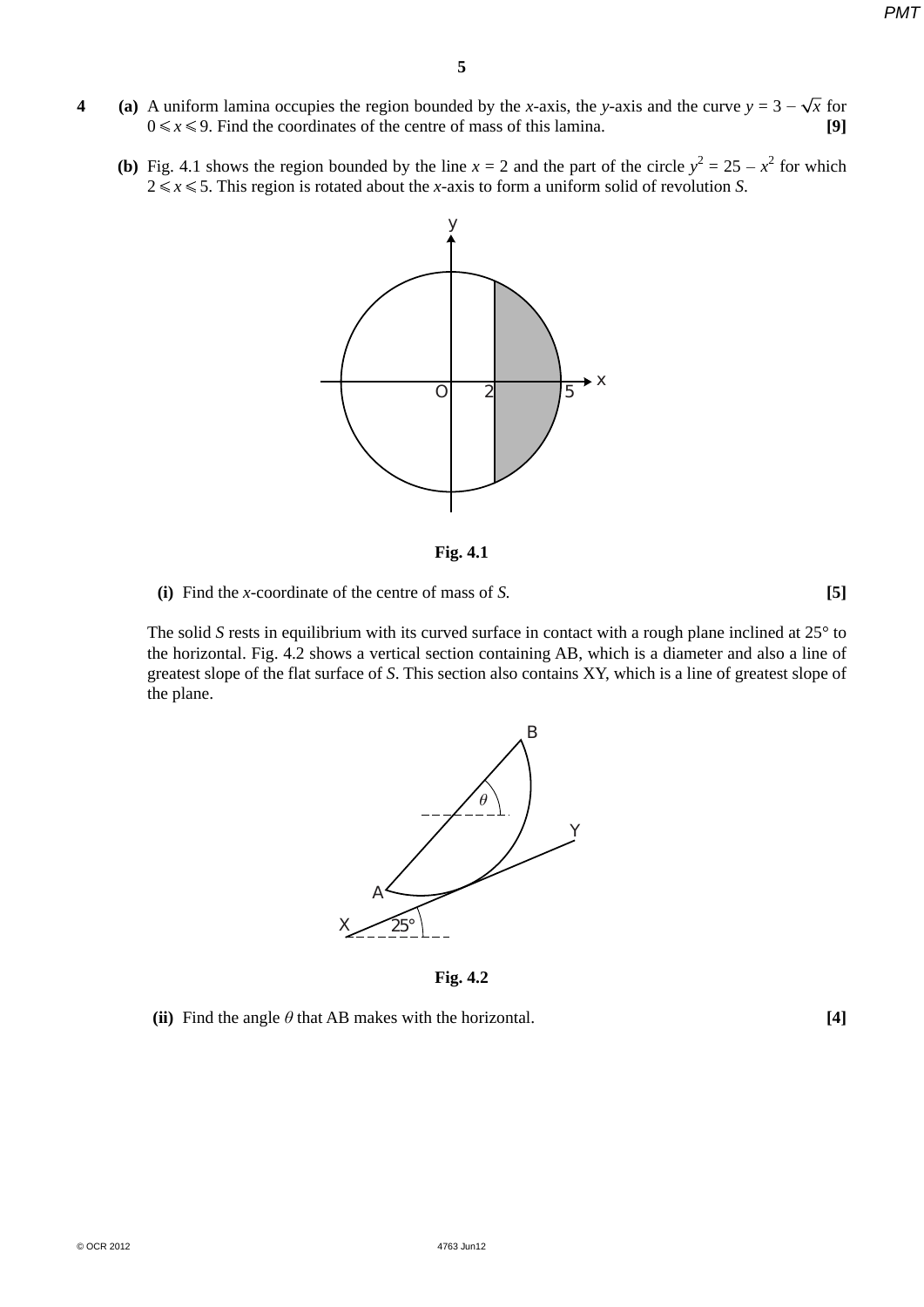**4** **(a)** A uniform lamina occupies the region bounded by the $x$-axis, the $y$-axis and the curve $y = 3 - \sqrt{x}$ for $0 \leqslant x \leqslant 9$. Find the coordinates of the centre of mass of this lamina. **[9]**

**(b)** Fig. 4.1 shows the region bounded by the line $x = 2$ and the part of the circle $y^2 = 25 - x^2$ for which $2 \leqslant x \leqslant 5$. This region is rotated about the $x$-axis to form a uniform solid of revolution $S$.

**Fig. 4.1**

**(i)** Find the $x$-coordinate of the centre of mass of $S$. **[5]**

The solid $S$ rests in equilibrium with its curved surface in contact with a rough plane inclined at 25° to the horizontal. Fig. 4.2 shows a vertical section containing AB, which is a diameter and also a line of greatest slope of the flat surface of $S$. This section also contains XY, which is a line of greatest slope of the plane.

**Fig. 4.2**

**(ii)** Find the angle $\theta$ that AB makes with the horizontal. **[4]**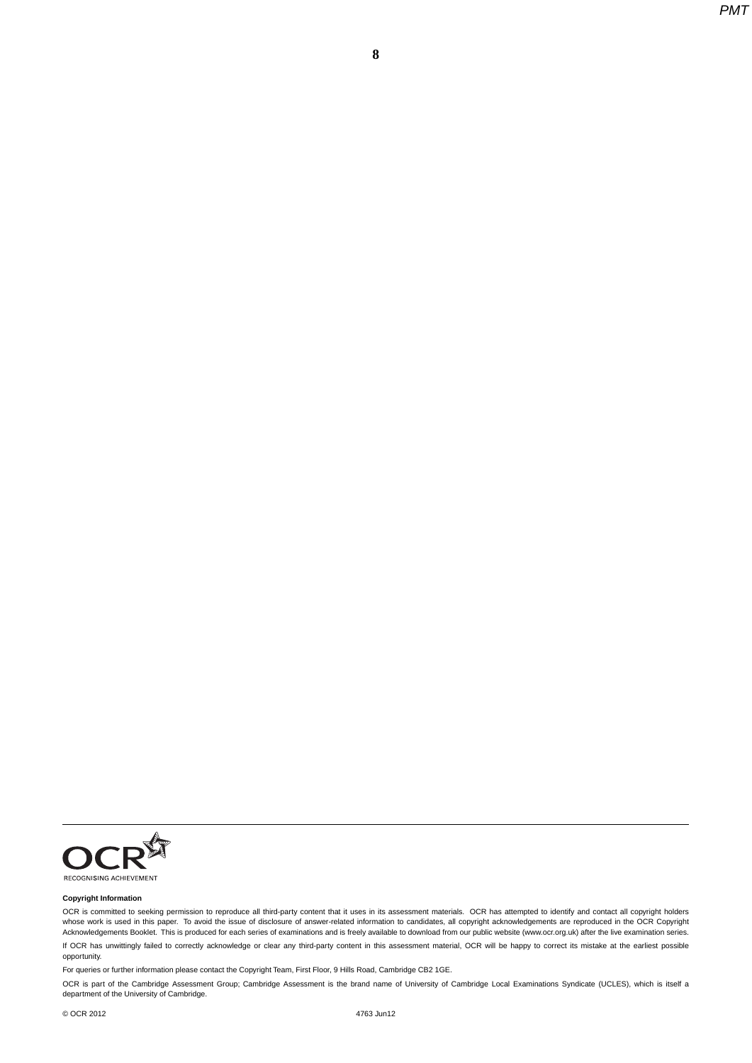OCR
RECOGNISING ACHIEVEMENT

**Copyright Information**

OCR is committed to seeking permission to reproduce all third-party content that it uses in its assessment materials. OCR has attempted to identify and contact all copyright holders whose work is used in this paper. To avoid the issue of disclosure of answer-related information to candidates, all copyright acknowledgements are reproduced in the OCR Copyright Acknowledgements Booklet. This is produced for each series of examinations and is freely available to download from our public website (www.ocr.org.uk) after the live examination series.

If OCR has unwittingly failed to correctly acknowledge or clear any third-party content in this assessment material, OCR will be happy to correct its mistake at the earliest possible opportunity.

For queries or further information please contact the Copyright Team, First Floor, 9 Hills Road, Cambridge CB2 1GE.

OCR is part of the Cambridge Assessment Group; Cambridge Assessment is the brand name of University of Cambridge Local Examinations Syndicate (UCLES), which is itself a department of the University of Cambridge.

© OCR 2012 4763 Jun12